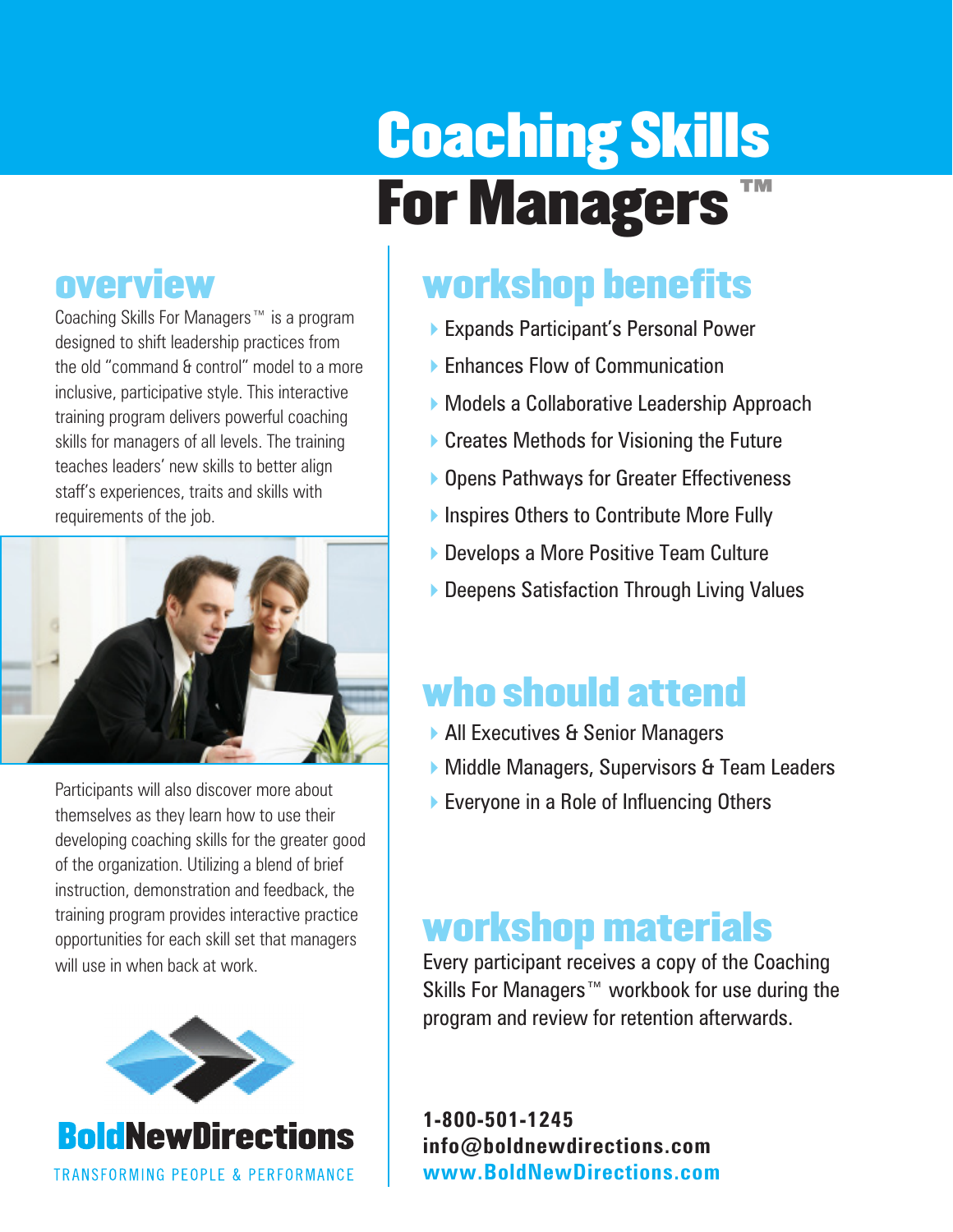# Coaching Skills For Managers™

## overview

Coaching Skills For Managers™ is a program designed to shift leadership practices from the old "command & control" model to a more inclusive, participative style. This interactive training program delivers powerful coaching skills for managers of all levels. The training teaches leaders' new skills to better align staff's experiences, traits and skills with requirements of the job.

Participants will also discover more about themselves as they learn how to use their developing coaching skills for the greater good of the organization. Utilizing a blend of brief instruction, demonstration and feedback, the training program provides interactive practice opportunities for each skill set that managers will use in when back at work.

**BoldNewDirections**

TRANSFORMING PEOPLE & PERFORMANCE

## workshop benefits

- Expands Participant's Personal Power
- Enhances Flow of Communication
- Models a Collaborative Leadership Approach
- Creates Methods for Visioning the Future
- Opens Pathways for Greater Effectiveness
- Inspires Others to Contribute More Fully
- Develops a More Positive Team Culture
- Deepens Satisfaction Through Living Values

## who should attend

- All Executives & Senior Managers
- Middle Managers, Supervisors & Team Leaders
- Everyone in a Role of Influencing Others

## workshop materials

Every participant receives a copy of the Coaching Skills For Managers™ workbook for use during the program and review for retention afterwards.

**1-800-501-1245**
**info@boldnewdirections.com**
**www.BoldNewDirections.com**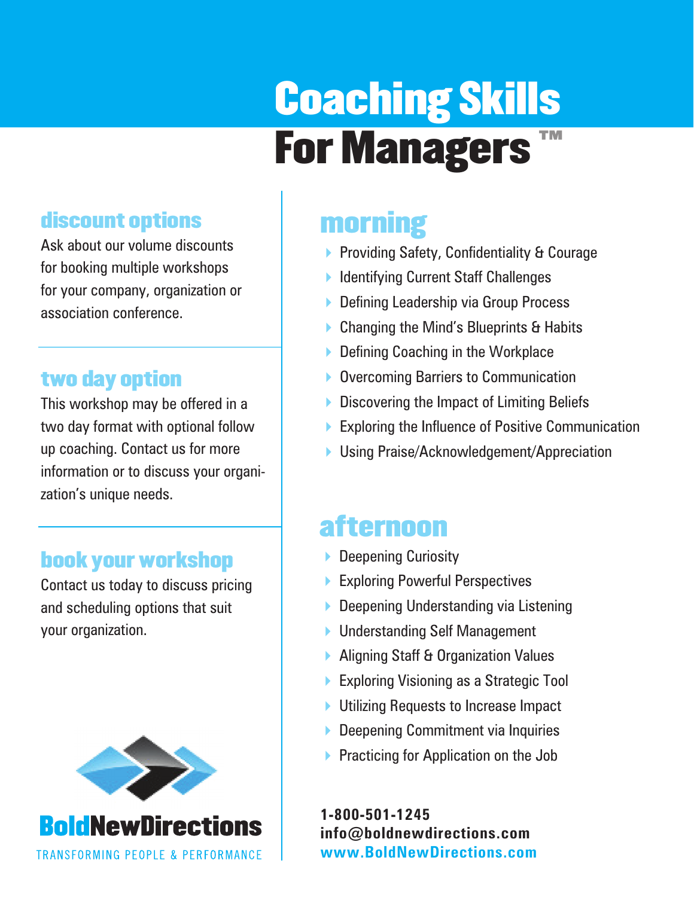# Coaching Skills For Managers™

## discount options

Ask about our volume discounts for booking multiple workshops for your company, organization or association conference.

## two day option

This workshop may be offered in a two day format with optional follow up coaching. Contact us for more information or to discuss your organization's unique needs.

## book your workshop

Contact us today to discuss pricing and scheduling options that suit your organization.

**BoldNewDirections**

TRANSFORMING PEOPLE & PERFORMANCE

## morning

- Providing Safety, Confidentiality & Courage
- Identifying Current Staff Challenges
- Defining Leadership via Group Process
- Changing the Mind's Blueprints & Habits
- Defining Coaching in the Workplace
- Overcoming Barriers to Communication
- Discovering the Impact of Limiting Beliefs
- Exploring the Influence of Positive Communication
- Using Praise/Acknowledgement/Appreciation

## afternoon

- Deepening Curiosity
- Exploring Powerful Perspectives
- Deepening Understanding via Listening
- Understanding Self Management
- Aligning Staff & Organization Values
- Exploring Visioning as a Strategic Tool
- Utilizing Requests to Increase Impact
- Deepening Commitment via Inquiries
- Practicing for Application on the Job

**1-800-501-1245**
**info@boldnewdirections.com**
**www.BoldNewDirections.com**